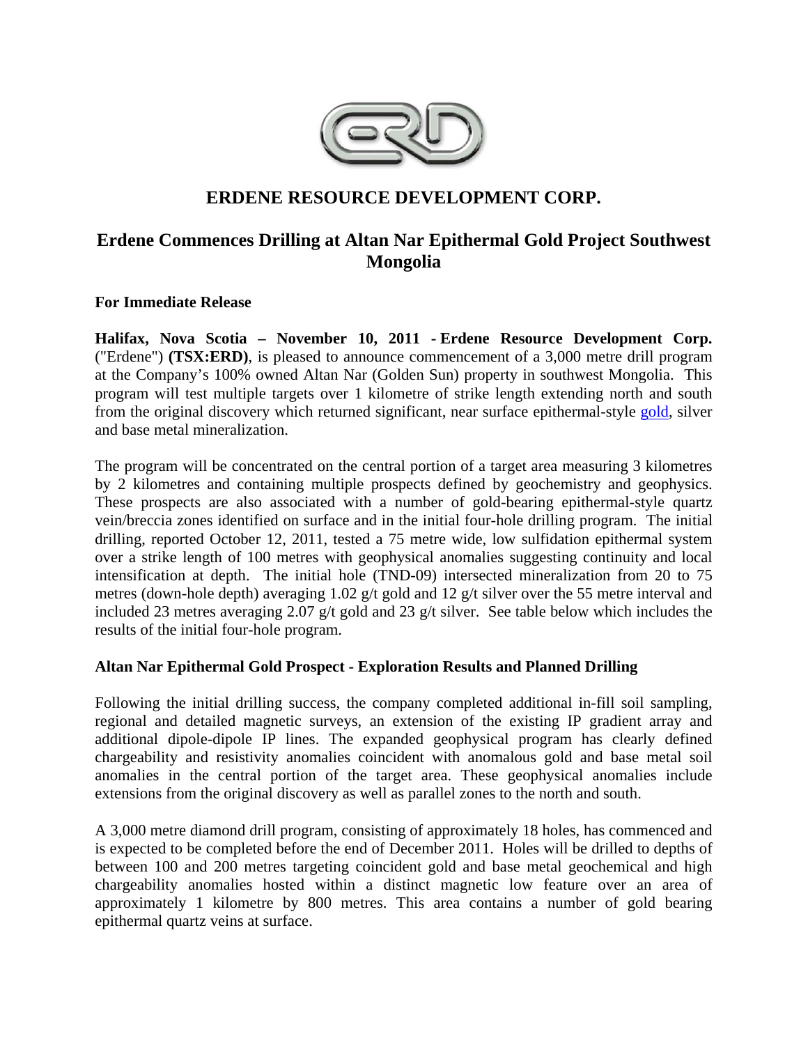# ERDENE RESOURCE DEVELOPMENT CORP.

## Erdene Commences Drilling at Altan Nar Epithermal Gold Project Southwest Mongolia

**For Immediate Release**

**Halifax, Nova Scotia – November 10, 2011 - Erdene Resource Development Corp.** ("Erdene") **(TSX:ERD)**, is pleased to announce commencement of a 3,000 metre drill program at the Company's 100% owned Altan Nar (Golden Sun) property in southwest Mongolia. This program will test multiple targets over 1 kilometre of strike length extending north and south from the original discovery which returned significant, near surface epithermal-style gold, silver and base metal mineralization.

The program will be concentrated on the central portion of a target area measuring 3 kilometres by 2 kilometres and containing multiple prospects defined by geochemistry and geophysics. These prospects are also associated with a number of gold-bearing epithermal-style quartz vein/breccia zones identified on surface and in the initial four-hole drilling program. The initial drilling, reported October 12, 2011, tested a 75 metre wide, low sulfidation epithermal system over a strike length of 100 metres with geophysical anomalies suggesting continuity and local intensification at depth. The initial hole (TND-09) intersected mineralization from 20 to 75 metres (down-hole depth) averaging 1.02 g/t gold and 12 g/t silver over the 55 metre interval and included 23 metres averaging 2.07 g/t gold and 23 g/t silver. See table below which includes the results of the initial four-hole program.

**Altan Nar Epithermal Gold Prospect - Exploration Results and Planned Drilling**

Following the initial drilling success, the company completed additional in-fill soil sampling, regional and detailed magnetic surveys, an extension of the existing IP gradient array and additional dipole-dipole IP lines. The expanded geophysical program has clearly defined chargeability and resistivity anomalies coincident with anomalous gold and base metal soil anomalies in the central portion of the target area. These geophysical anomalies include extensions from the original discovery as well as parallel zones to the north and south.

A 3,000 metre diamond drill program, consisting of approximately 18 holes, has commenced and is expected to be completed before the end of December 2011. Holes will be drilled to depths of between 100 and 200 metres targeting coincident gold and base metal geochemical and high chargeability anomalies hosted within a distinct magnetic low feature over an area of approximately 1 kilometre by 800 metres. This area contains a number of gold bearing epithermal quartz veins at surface.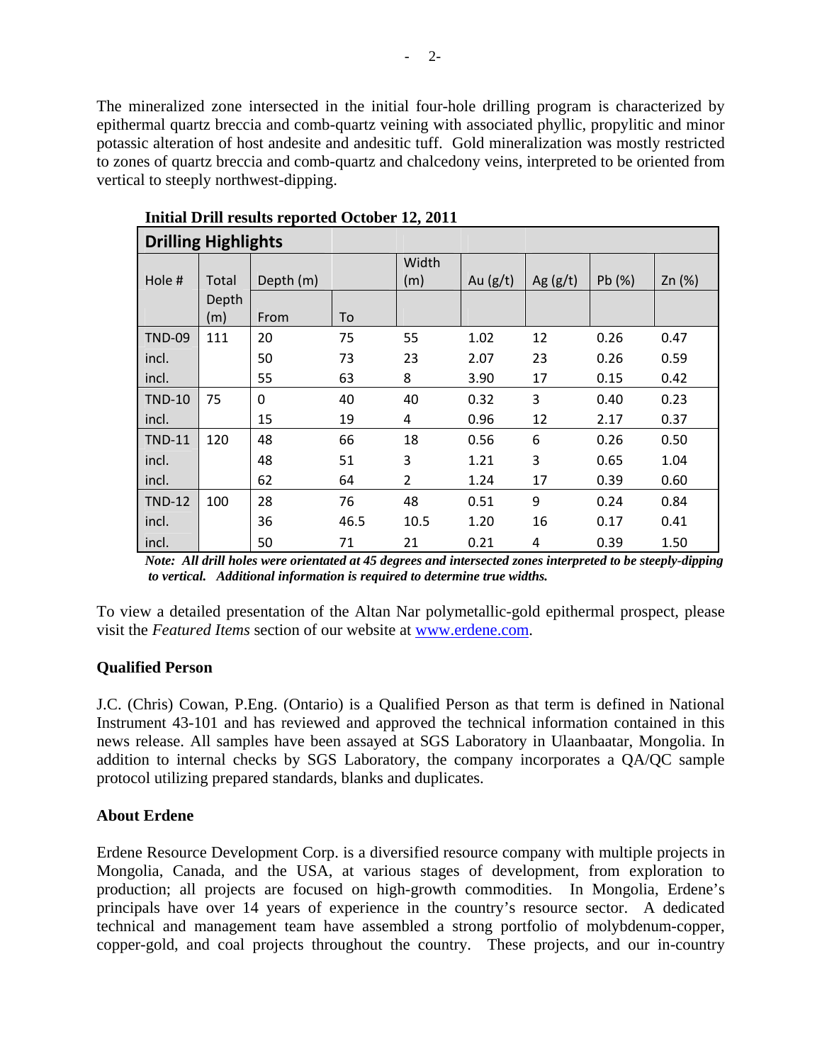The mineralized zone intersected in the initial four-hole drilling program is characterized by epithermal quartz breccia and comb-quartz veining with associated phyllic, propylitic and minor potassic alteration of host andesite and andesitic tuff. Gold mineralization was mostly restricted to zones of quartz breccia and comb-quartz and chalcedony veins, interpreted to be oriented from vertical to steeply northwest-dipping.

**Initial Drill results reported October 12, 2011**

| **Drilling Highlights** | | | | | | | | |
|---|---|---|---|---|---|---|---|---|
| Hole # | Total Depth (m) | Depth (m) | | Width (m) | Au (g/t) | Ag (g/t) | Pb (%) | Zn (%) |
| | | From | To | | | | | |
| TND-09 | 111 | 20 | 75 | 55 | 1.02 | 12 | 0.26 | 0.47 |
| incl. | | 50 | 73 | 23 | 2.07 | 23 | 0.26 | 0.59 |
| incl. | | 55 | 63 | 8 | 3.90 | 17 | 0.15 | 0.42 |
| TND-10 | 75 | 0 | 40 | 40 | 0.32 | 3 | 0.40 | 0.23 |
| incl. | | 15 | 19 | 4 | 0.96 | 12 | 2.17 | 0.37 |
| TND-11 | 120 | 48 | 66 | 18 | 0.56 | 6 | 0.26 | 0.50 |
| incl. | | 48 | 51 | 3 | 1.21 | 3 | 0.65 | 1.04 |
| incl. | | 62 | 64 | 2 | 1.24 | 17 | 0.39 | 0.60 |
| TND-12 | 100 | 28 | 76 | 48 | 0.51 | 9 | 0.24 | 0.84 |
| incl. | | 36 | 46.5 | 10.5 | 1.20 | 16 | 0.17 | 0.41 |
| incl. | | 50 | 71 | 21 | 0.21 | 4 | 0.39 | 1.50 |

***Note: All drill holes were orientated at 45 degrees and intersected zones interpreted to be steeply-dipping to vertical. Additional information is required to determine true widths.***

To view a detailed presentation of the Altan Nar polymetallic-gold epithermal prospect, please visit the *Featured Items* section of our website at www.erdene.com.

**Qualified Person**

J.C. (Chris) Cowan, P.Eng. (Ontario) is a Qualified Person as that term is defined in National Instrument 43-101 and has reviewed and approved the technical information contained in this news release. All samples have been assayed at SGS Laboratory in Ulaanbaatar, Mongolia. In addition to internal checks by SGS Laboratory, the company incorporates a QA/QC sample protocol utilizing prepared standards, blanks and duplicates.

**About Erdene**

Erdene Resource Development Corp. is a diversified resource company with multiple projects in Mongolia, Canada, and the USA, at various stages of development, from exploration to production; all projects are focused on high-growth commodities. In Mongolia, Erdene's principals have over 14 years of experience in the country's resource sector. A dedicated technical and management team have assembled a strong portfolio of molybdenum-copper, copper-gold, and coal projects throughout the country. These projects, and our in-country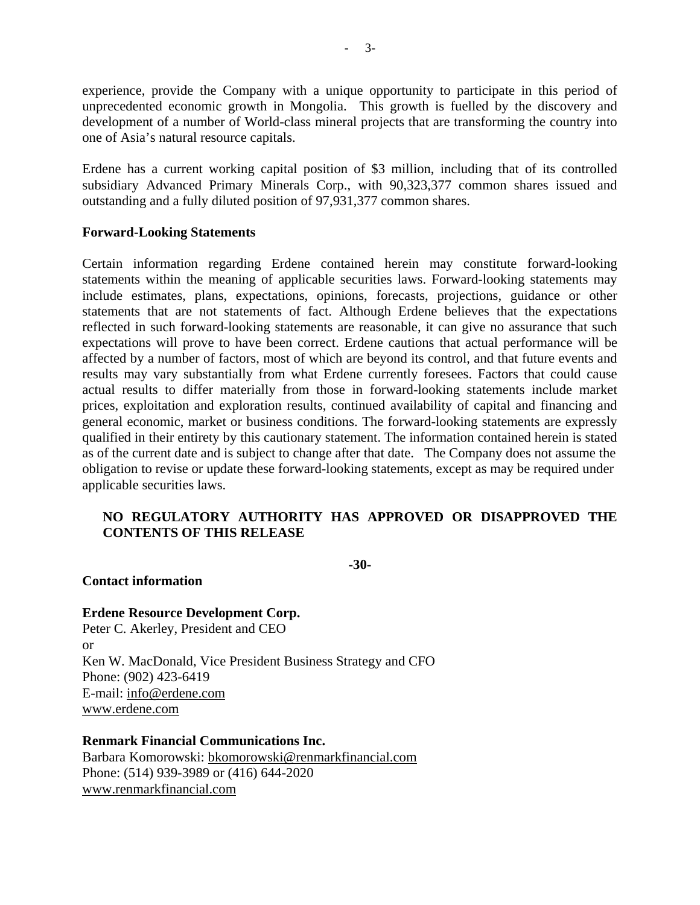experience, provide the Company with a unique opportunity to participate in this period of unprecedented economic growth in Mongolia. This growth is fuelled by the discovery and development of a number of World-class mineral projects that are transforming the country into one of Asia's natural resource capitals.

Erdene has a current working capital position of $3 million, including that of its controlled subsidiary Advanced Primary Minerals Corp., with 90,323,377 common shares issued and outstanding and a fully diluted position of 97,931,377 common shares.

**Forward-Looking Statements**

Certain information regarding Erdene contained herein may constitute forward-looking statements within the meaning of applicable securities laws. Forward-looking statements may include estimates, plans, expectations, opinions, forecasts, projections, guidance or other statements that are not statements of fact. Although Erdene believes that the expectations reflected in such forward-looking statements are reasonable, it can give no assurance that such expectations will prove to have been correct. Erdene cautions that actual performance will be affected by a number of factors, most of which are beyond its control, and that future events and results may vary substantially from what Erdene currently foresees. Factors that could cause actual results to differ materially from those in forward-looking statements include market prices, exploitation and exploration results, continued availability of capital and financing and general economic, market or business conditions. The forward-looking statements are expressly qualified in their entirety by this cautionary statement. The information contained herein is stated as of the current date and is subject to change after that date. The Company does not assume the obligation to revise or update these forward-looking statements, except as may be required under applicable securities laws.

**NO REGULATORY AUTHORITY HAS APPROVED OR DISAPPROVED THE CONTENTS OF THIS RELEASE**

**-30-**

**Contact information**

**Erdene Resource Development Corp.**
Peter C. Akerley, President and CEO
or
Ken W. MacDonald, Vice President Business Strategy and CFO
Phone: (902) 423-6419
E-mail: info@erdene.com
www.erdene.com

**Renmark Financial Communications Inc.**
Barbara Komorowski: bkomorowski@renmarkfinancial.com
Phone: (514) 939-3989 or (416) 644-2020
www.renmarkfinancial.com